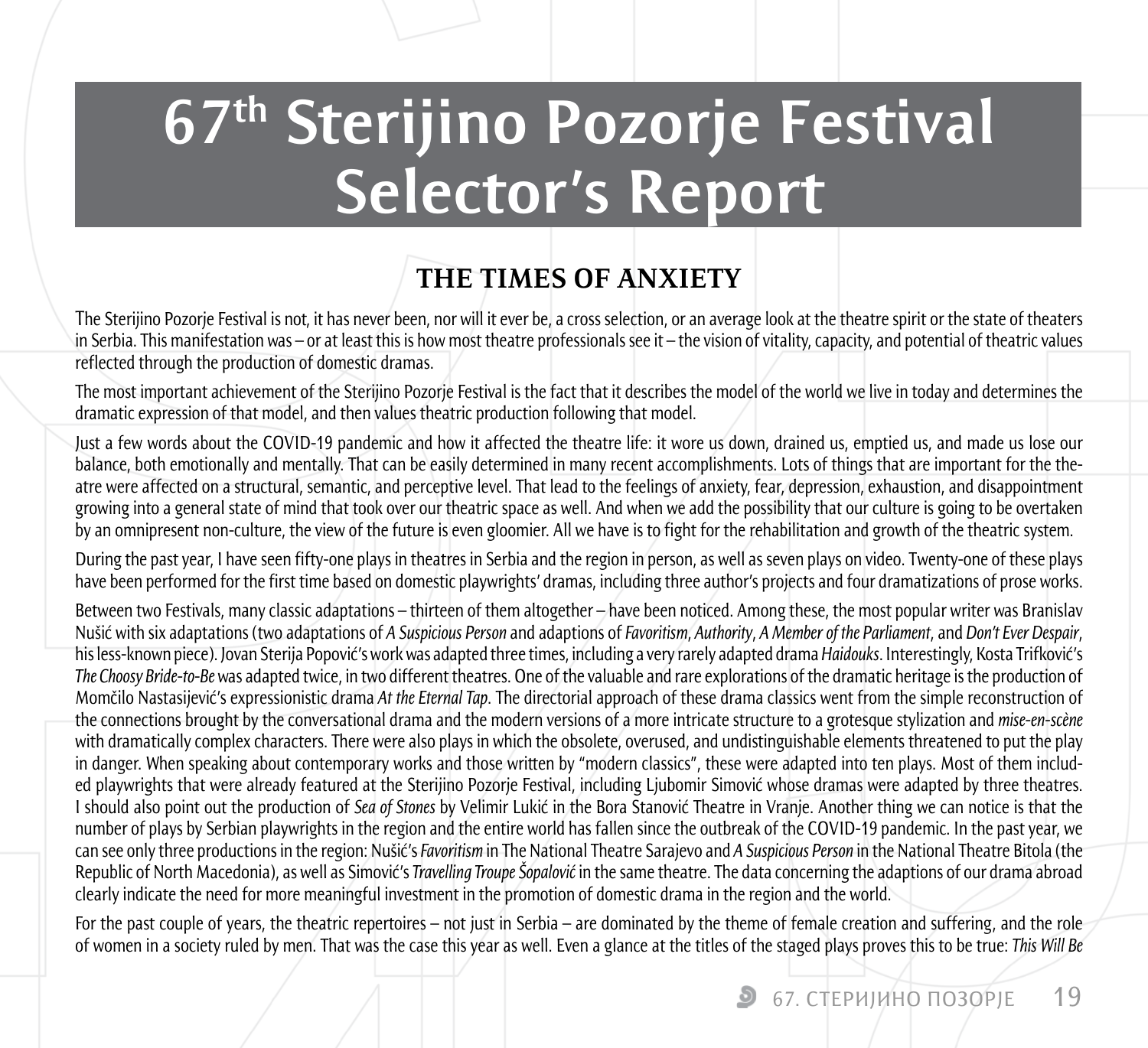# 67th Sterijino Pozorje Festival Selector's Report

## THE TIMES OF ANXIETY

The Sterijino Pozorje Festival is not, it has never been, nor will it ever be, a cross selection, or an average look at the theatre spirit or the state of theaters in Serbia. This manifestation was – or at least this is how most theatre professionals see it – the vision of vitality, capacity, and potential of theatric values reflected through the production of domestic dramas.

The most important achievement of the Sterijino Pozorje Festival is the fact that it describes the model of the world we live in today and determines the dramatic expression of that model, and then values theatric production following that model.

Just a few words about the COVID-19 pandemic and how it affected the theatre life: it wore us down, drained us, emptied us, and made us lose our balance, both emotionally and mentally. That can be easily determined in many recent accomplishments. Lots of things that are important for the theatre were affected on a structural, semantic, and perceptive level. That lead to the feelings of anxiety, fear, depression, exhaustion, and disappointment growing into a general state of mind that took over our theatric space as well. And when we add the possibility that our culture is going to be overtaken by an omnipresent non-culture, the view of the future is even gloomier. All we have is to fight for the rehabilitation and growth of the theatric system.

During the past year, I have seen fifty-one plays in theatres in Serbia and the region in person, as well as seven plays on video. Twenty-one of these plays have been performed for the first time based on domestic playwrights' dramas, including three author's projects and four dramatizations of prose works.

Between two Festivals, many classic adaptations – thirteen of them altogether – have been noticed. Among these, the most popular writer was Branislav Nušić with six adaptations (two adaptations of *A Suspicious Person* and adaptions of *Favoritism*, *Authority*, *A Member of the Parliament*, and *Don't Ever Despair*, his less-known piece). Jovan Sterija Popović's work was adapted three times, including a very rarely adapted drama *Haidouks*. Interestingly, Kosta Trifković's *The Choosy Bride-to-Be* was adapted twice, in two different theatres. One of the valuable and rare explorations of the dramatic heritage is the production of Momčilo Nastasijević's expressionistic drama *At the Eternal Tap*. The directorial approach of these drama classics went from the simple reconstruction of the connections brought by the conversational drama and the modern versions of a more intricate structure to a grotesque stylization and *mise-en-scène* with dramatically complex characters. There were also plays in which the obsolete, overused, and undistinguishable elements threatened to put the play in danger. When speaking about contemporary works and those written by "modern classics", these were adapted into ten plays. Most of them included playwrights that were already featured at the Sterijino Pozorje Festival, including Ljubomir Simović whose dramas were adapted by three theatres. I should also point out the production of *Sea of Stones* by Velimir Lukić in the Bora Stanović Theatre in Vranje. Another thing we can notice is that the number of plays by Serbian playwrights in the region and the entire world has fallen since the outbreak of the COVID-19 pandemic. In the past year, we can see only three productions in the region: Nušić's *Favoritism* in The National Theatre Sarajevo and *A Suspicious Person* in the National Theatre Bitola (the Republic of North Macedonia), as well as Simović's *Travelling Troupe Šopalović* in the same theatre. The data concerning the adaptions of our drama abroad clearly indicate the need for more meaningful investment in the promotion of domestic drama in the region and the world.

For the past couple of years, the theatric repertoires – not just in Serbia – are dominated by the theme of female creation and suffering, and the role of women in a society ruled by men. That was the case this year as well. Even a glance at the titles of the staged plays proves this to be true: *This Will Be*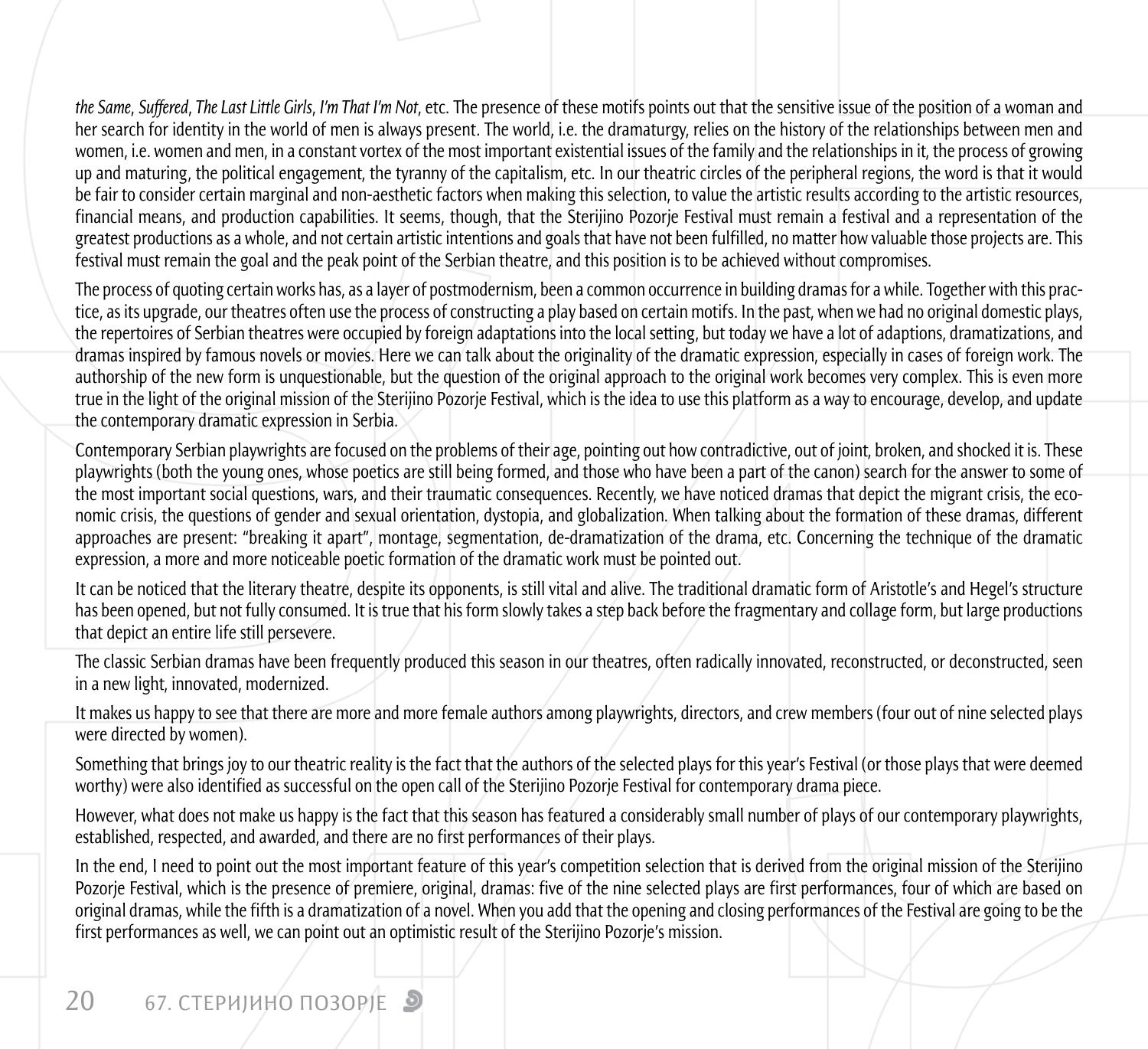*the Same*, *Suffered*, *The Last Little Girls*, *I'm That I'm Not*, etc. The presence of these motifs points out that the sensitive issue of the position of a woman and her search for identity in the world of men is always present. The world, i.e. the dramaturgy, relies on the history of the relationships between men and women, i.e. women and men, in a constant vortex of the most important existential issues of the family and the relationships in it, the process of growing up and maturing, the political engagement, the tyranny of the capitalism, etc. In our theatric circles of the peripheral regions, the word is that it would be fair to consider certain marginal and non-aesthetic factors when making this selection, to value the artistic results according to the artistic resources, financial means, and production capabilities. It seems, though, that the Sterijino Pozorje Festival must remain a festival and a representation of the greatest productions as a whole, and not certain artistic intentions and goals that have not been fulfilled, no matter how valuable those projects are. This festival must remain the goal and the peak point of the Serbian theatre, and this position is to be achieved without compromises.

The process of quoting certain works has, as a layer of postmodernism, been a common occurrence in building dramas for a while. Together with this practice, as its upgrade, our theatres often use the process of constructing a play based on certain motifs. In the past, when we had no original domestic plays, the repertoires of Serbian theatres were occupied by foreign adaptations into the local setting, but today we have a lot of adaptions, dramatizations, and dramas inspired by famous novels or movies. Here we can talk about the originality of the dramatic expression, especially in cases of foreign work. The authorship of the new form is unquestionable, but the question of the original approach to the original work becomes very complex. This is even more true in the light of the original mission of the Sterijino Pozorje Festival, which is the idea to use this platform as a way to encourage, develop, and update the contemporary dramatic expression in Serbia.

Contemporary Serbian playwrights are focused on the problems of their age, pointing out how contradictive, out of joint, broken, and shocked it is. These playwrights (both the young ones, whose poetics are still being formed, and those who have been a part of the canon) search for the answer to some of the most important social questions, wars, and their traumatic consequences. Recently, we have noticed dramas that depict the migrant crisis, the economic crisis, the questions of gender and sexual orientation, dystopia, and globalization. When talking about the formation of these dramas, different approaches are present: "breaking it apart", montage, segmentation, de-dramatization of the drama, etc. Concerning the technique of the dramatic expression, a more and more noticeable poetic formation of the dramatic work must be pointed out.

It can be noticed that the literary theatre, despite its opponents, is still vital and alive. The traditional dramatic form of Aristotle's and Hegel's structure has been opened, but not fully consumed. It is true that his form slowly takes a step back before the fragmentary and collage form, but large productions that depict an entire life still persevere.

The classic Serbian dramas have been frequently produced this season in our theatres, often radically innovated, reconstructed, or deconstructed, seen in a new light, innovated, modernized.

It makes us happy to see that there are more and more female authors among playwrights, directors, and crew members (four out of nine selected plays were directed by women).

Something that brings joy to our theatric reality is the fact that the authors of the selected plays for this year's Festival (or those plays that were deemed worthy) were also identified as successful on the open call of the Sterijino Pozorje Festival for contemporary drama piece.

However, what does not make us happy is the fact that this season has featured a considerably small number of plays of our contemporary playwrights, established, respected, and awarded, and there are no first performances of their plays.

In the end, I need to point out the most important feature of this year's competition selection that is derived from the original mission of the Sterijino Pozorje Festival, which is the presence of premiere, original, dramas: five of the nine selected plays are first performances, four of which are based on original dramas, while the fifth is a dramatization of a novel. When you add that the opening and closing performances of the Festival are going to be the first performances as well, we can point out an optimistic result of the Sterijino Pozorje's mission.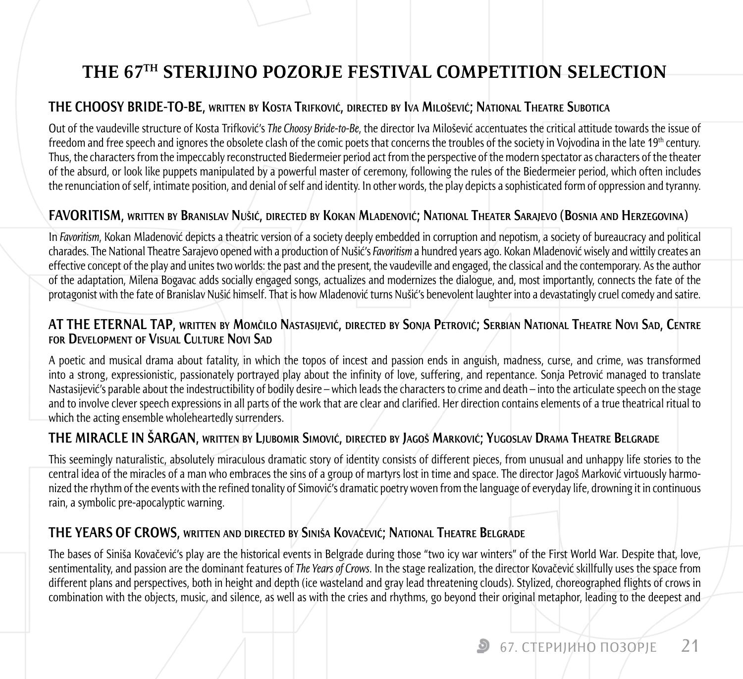# THE 67TH STERIJINO POZORJE FESTIVAL COMPETITION SELECTION

## THE CHOOSY BRIDE-TO-BE, written by Kosta Trifković, directed by Iva Milošević; National Theatre Subotica

Out of the vaudeville structure of Kosta Trifković's *The Choosy Bride-to-Be*, the director Iva Milošević accentuates the critical attitude towards the issue of freedom and free speech and ignores the obsolete clash of the comic poets that concerns the troubles of the society in Vojvodina in the late 19th century. Thus, the characters from the impeccably reconstructed Biedermeier period act from the perspective of the modern spectator as characters of the theater of the absurd, or look like puppets manipulated by a powerful master of ceremony, following the rules of the Biedermeier period, which often includes the renunciation of self, intimate position, and denial of self and identity. In other words, the play depicts a sophisticated form of oppression and tyranny.

## FAVORITISM, written by Branislav Nušić, directed by Kokan Mladenović; National Theater Sarajevo (Bosnia and Herzegovina)

In *Favoritism*, Kokan Mladenović depicts a theatric version of a society deeply embedded in corruption and nepotism, a society of bureaucracy and political charades. The National Theatre Sarajevo opened with a production of Nušić's *Favoritism* a hundred years ago. Kokan Mladenović wisely and wittily creates an effective concept of the play and unites two worlds: the past and the present, the vaudeville and engaged, the classical and the contemporary. As the author of the adaptation, Milena Bogavac adds socially engaged songs, actualizes and modernizes the dialogue, and, most importantly, connects the fate of the protagonist with the fate of Branislav Nušić himself. That is how Mladenović turns Nušić's benevolent laughter into a devastatingly cruel comedy and satire.

## AT THE ETERNAL TAP, written by Momčilo Nastasijević, directed by Sonja Petrović; Serbian National Theatre Novi Sad, Centre for Development of Visual Culture Novi Sad

A poetic and musical drama about fatality, in which the topos of incest and passion ends in anguish, madness, curse, and crime, was transformed into a strong, expressionistic, passionately portrayed play about the infinity of love, suffering, and repentance. Sonja Petrović managed to translate Nastasijević's parable about the indestructibility of bodily desire – which leads the characters to crime and death – into the articulate speech on the stage and to involve clever speech expressions in all parts of the work that are clear and clarified. Her direction contains elements of a true theatrical ritual to which the acting ensemble wholeheartedly surrenders.

## THE MIRACLE IN ŠARGAN, written by Ljubomir Simović, directed by Jagoš Marković; Yugoslav Drama Theatre Belgrade

This seemingly naturalistic, absolutely miraculous dramatic story of identity consists of different pieces, from unusual and unhappy life stories to the central idea of the miracles of a man who embraces the sins of a group of martyrs lost in time and space. The director Jagoš Marković virtuously harmonized the rhythm of the events with the refined tonality of Simović's dramatic poetry woven from the language of everyday life, drowning it in continuous rain, a symbolic pre-apocalyptic warning.

## THE YEARS OF CROWS, written and directed by Siniša Kovačević; National Theatre Belgrade

The bases of Siniša Kovačević's play are the historical events in Belgrade during those "two icy war winters" of the First World War. Despite that, love, sentimentality, and passion are the dominant features of *The Years of Crows*. In the stage realization, the director Kovačević skillfully uses the space from different plans and perspectives, both in height and depth (ice wasteland and gray lead threatening clouds). Stylized, choreographed flights of crows in combination with the objects, music, and silence, as well as with the cries and rhythms, go beyond their original metaphor, leading to the deepest and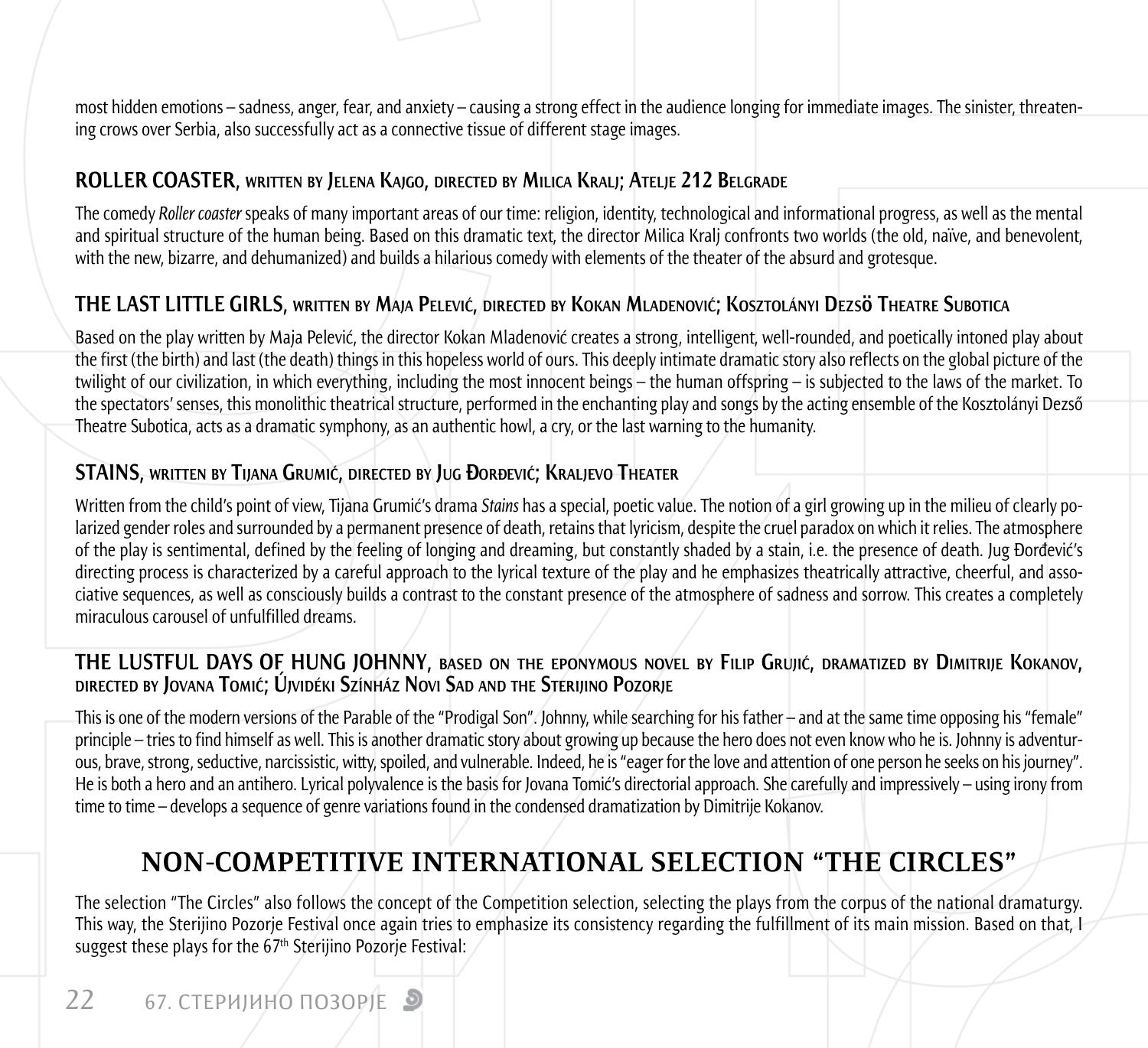most hidden emotions – sadness, anger, fear, and anxiety – causing a strong effect in the audience longing for immediate images. The sinister, threatening crows over Serbia, also successfully act as a connective tissue of different stage images.

### ROLLER COASTER, written by Jelena Kajgo, directed by Milica Kralj; Atelje 212 Belgrade

The comedy *Roller coaster* speaks of many important areas of our time: religion, identity, technological and informational progress, as well as the mental and spiritual structure of the human being. Based on this dramatic text, the director Milica Kralj confronts two worlds (the old, naïve, and benevolent, with the new, bizarre, and dehumanized) and builds a hilarious comedy with elements of the theater of the absurd and grotesque.

### THE LAST LITTLE GIRLS, written by Maja Pelević, directed by Kokan Mladenović; Kosztolányi Dezsö Theatre Subotica

Based on the play written by Maja Pelević, the director Kokan Mladenović creates a strong, intelligent, well-rounded, and poetically intoned play about the first (the birth) and last (the death) things in this hopeless world of ours. This deeply intimate dramatic story also reflects on the global picture of the twilight of our civilization, in which everything, including the most innocent beings – the human offspring – is subjected to the laws of the market. To the spectators' senses, this monolithic theatrical structure, performed in the enchanting play and songs by the acting ensemble of the Kosztolányi Dezső Theatre Subotica, acts as a dramatic symphony, as an authentic howl, a cry, or the last warning to the humanity.

### STAINS, written by Tijana Grumić, directed by Jug Đorđević; Kraljevo Theater

Written from the child's point of view, Tijana Grumić's drama *Stains* has a special, poetic value. The notion of a girl growing up in the milieu of clearly polarized gender roles and surrounded by a permanent presence of death, retains that lyricism, despite the cruel paradox on which it relies. The atmosphere of the play is sentimental, defined by the feeling of longing and dreaming, but constantly shaded by a stain, i.e. the presence of death. Jug Đorđević's directing process is characterized by a careful approach to the lyrical texture of the play and he emphasizes theatrically attractive, cheerful, and associative sequences, as well as consciously builds a contrast to the constant presence of the atmosphere of sadness and sorrow. This creates a completely miraculous carousel of unfulfilled dreams.

### THE LUSTFUL DAYS OF HUNG JOHNNY, based on the eponymous novel by Filip Grujić, dramatized by Dimitrije Kokanov, directed by Jovana Tomić; Újvidéki Színház Novi Sad and the Sterijino Pozorje

This is one of the modern versions of the Parable of the "Prodigal Son". Johnny, while searching for his father – and at the same time opposing his "female" principle – tries to find himself as well. This is another dramatic story about growing up because the hero does not even know who he is. Johnny is adventurous, brave, strong, seductive, narcissistic, witty, spoiled, and vulnerable. Indeed, he is "eager for the love and attention of one person he seeks on his journey". He is both a hero and an antihero. Lyrical polyvalence is the basis for Jovana Tomić's directorial approach. She carefully and impressively – using irony from time to time – develops a sequence of genre variations found in the condensed dramatization by Dimitrije Kokanov.

## NON-COMPETITIVE INTERNATIONAL SELECTION "THE CIRCLES"

The selection "The Circles" also follows the concept of the Competition selection, selecting the plays from the corpus of the national dramaturgy. This way, the Sterijino Pozorje Festival once again tries to emphasize its consistency regarding the fulfillment of its main mission. Based on that, I suggest these plays for the 67th Sterijino Pozorje Festival: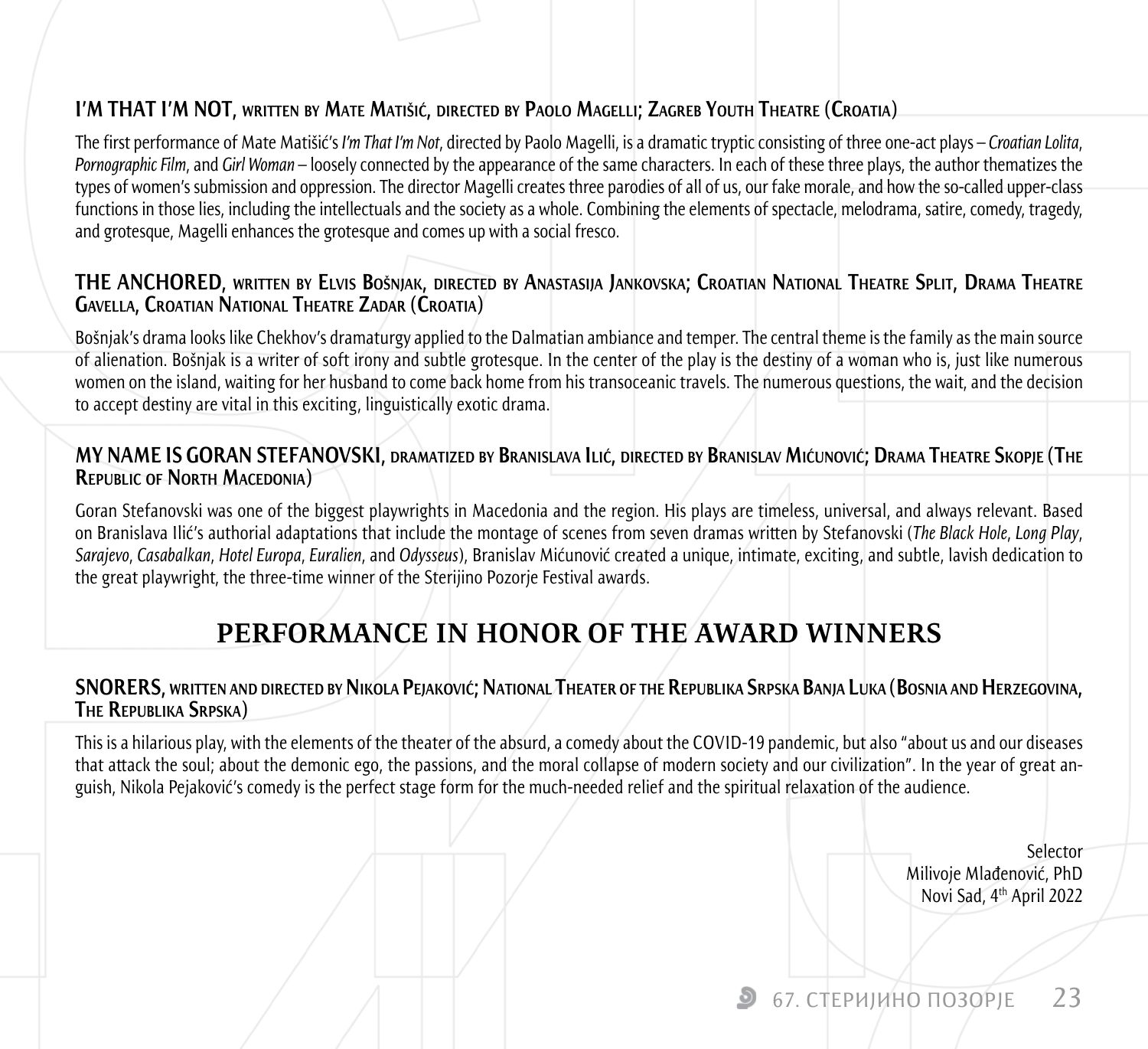**I'M THAT I'M NOT, WRITTEN BY MATE MATIŠIĆ, DIRECTED BY PAOLO MAGELLI; ZAGREB YOUTH THEATRE (CROATIA)**

The first performance of Mate Matišić's *I'm That I'm Not*, directed by Paolo Magelli, is a dramatic tryptic consisting of three one-act plays – *Croatian Lolita*, *Pornographic Film*, and *Girl Woman* – loosely connected by the appearance of the same characters. In each of these three plays, the author thematizes the types of women's submission and oppression. The director Magelli creates three parodies of all of us, our fake morale, and how the so-called upper-class functions in those lies, including the intellectuals and the society as a whole. Combining the elements of spectacle, melodrama, satire, comedy, tragedy, and grotesque, Magelli enhances the grotesque and comes up with a social fresco.

**THE ANCHORED, WRITTEN BY ELVIS BOŠNJAK, DIRECTED BY ANASTASIJA JANKOVSKA; CROATIAN NATIONAL THEATRE SPLIT, DRAMA THEATRE GAVELLA, CROATIAN NATIONAL THEATRE ZADAR (CROATIA)**

Bošnjak's drama looks like Chekhov's dramaturgy applied to the Dalmatian ambiance and temper. The central theme is the family as the main source of alienation. Bošnjak is a writer of soft irony and subtle grotesque. In the center of the play is the destiny of a woman who is, just like numerous women on the island, waiting for her husband to come back home from his transoceanic travels. The numerous questions, the wait, and the decision to accept destiny are vital in this exciting, linguistically exotic drama.

**MY NAME IS GORAN STEFANOVSKI, DRAMATIZED BY BRANISLAVA ILIĆ, DIRECTED BY BRANISLAV MIĆUNOVIĆ; DRAMA THEATRE SKOPJE (THE REPUBLIC OF NORTH MACEDONIA)**

Goran Stefanovski was one of the biggest playwrights in Macedonia and the region. His plays are timeless, universal, and always relevant. Based on Branislava Ilić's authorial adaptations that include the montage of scenes from seven dramas written by Stefanovski (*The Black Hole*, *Long Play*, *Sarajevo*, *Casabalkan*, *Hotel Europa*, *Euralien*, and *Odysseus*), Branislav Mićunović created a unique, intimate, exciting, and subtle, lavish dedication to the great playwright, the three-time winner of the Sterijino Pozorje Festival awards.

## PERFORMANCE IN HONOR OF THE AWARD WINNERS

**SNORERS, WRITTEN AND DIRECTED BY NIKOLA PEJAKOVIĆ; NATIONAL THEATER OF THE REPUBLIKA SRPSKA BANJA LUKA (BOSNIA AND HERZEGOVINA, THE REPUBLIKA SRPSKA)**

This is a hilarious play, with the elements of the theater of the absurd, a comedy about the COVID-19 pandemic, but also "about us and our diseases that attack the soul; about the demonic ego, the passions, and the moral collapse of modern society and our civilization". In the year of great anguish, Nikola Pejaković's comedy is the perfect stage form for the much-needed relief and the spiritual relaxation of the audience.

Selector
Milivoje Mlađenović, PhD
Novi Sad, 4th April 2022